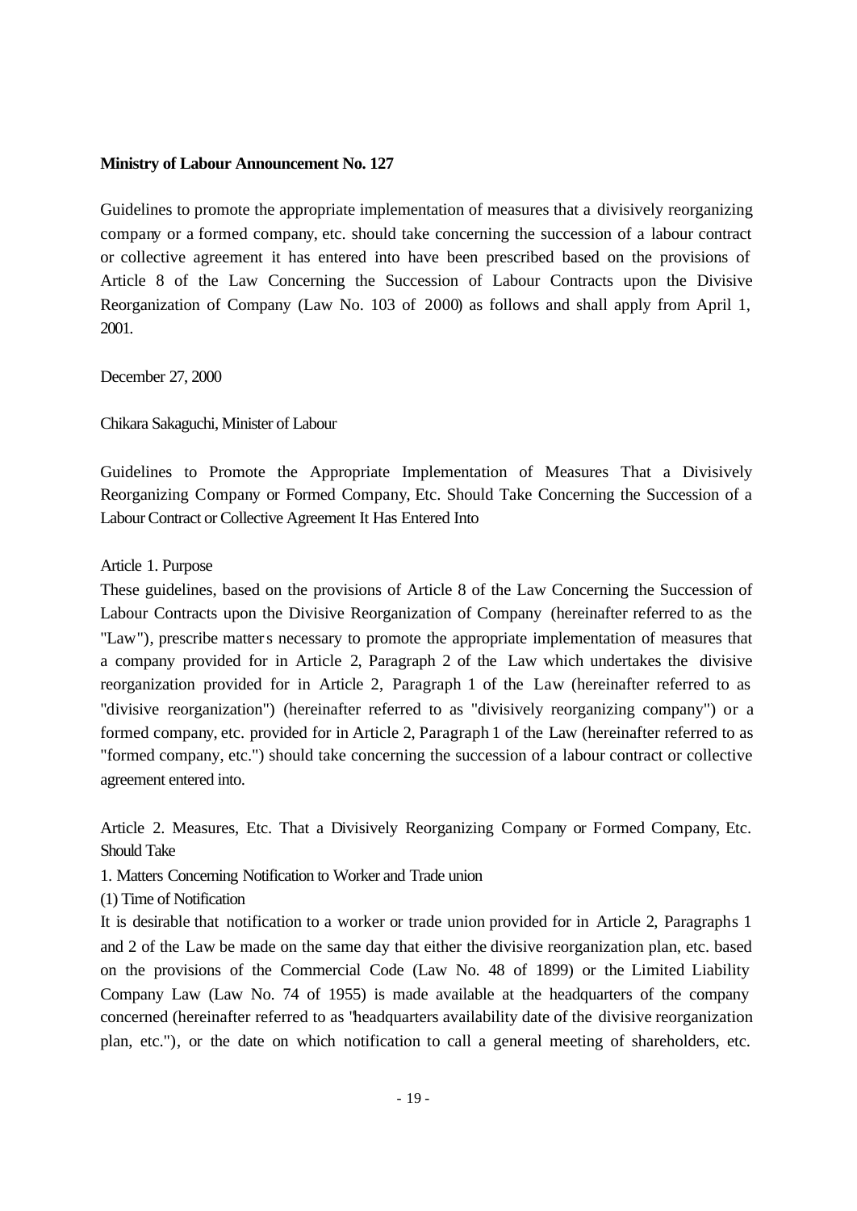**Ministry of Labour Announcement No. 127**

Guidelines to promote the appropriate implementation of measures that a divisively reorganizing company or a formed company, etc. should take concerning the succession of a labour contract or collective agreement it has entered into have been prescribed based on the provisions of Article 8 of the Law Concerning the Succession of Labour Contracts upon the Divisive Reorganization of Company (Law No. 103 of 2000) as follows and shall apply from April 1, 2001.

December 27, 2000

Chikara Sakaguchi, Minister of Labour

Guidelines to Promote the Appropriate Implementation of Measures That a Divisively Reorganizing Company or Formed Company, Etc. Should Take Concerning the Succession of a Labour Contract or Collective Agreement It Has Entered Into

Article 1. Purpose

These guidelines, based on the provisions of Article 8 of the Law Concerning the Succession of Labour Contracts upon the Divisive Reorganization of Company (hereinafter referred to as the "Law"), prescribe matters necessary to promote the appropriate implementation of measures that a company provided for in Article 2, Paragraph 2 of the Law which undertakes the divisive reorganization provided for in Article 2, Paragraph 1 of the Law (hereinafter referred to as "divisive reorganization") (hereinafter referred to as "divisively reorganizing company") or a formed company, etc. provided for in Article 2, Paragraph 1 of the Law (hereinafter referred to as "formed company, etc.") should take concerning the succession of a labour contract or collective agreement entered into.

Article 2. Measures, Etc. That a Divisively Reorganizing Company or Formed Company, Etc. Should Take

1. Matters Concerning Notification to Worker and Trade union

(1) Time of Notification

It is desirable that notification to a worker or trade union provided for in Article 2, Paragraphs 1 and 2 of the Law be made on the same day that either the divisive reorganization plan, etc. based on the provisions of the Commercial Code (Law No. 48 of 1899) or the Limited Liability Company Law (Law No. 74 of 1955) is made available at the headquarters of the company concerned (hereinafter referred to as "headquarters availability date of the divisive reorganization plan, etc."), or the date on which notification to call a general meeting of shareholders, etc.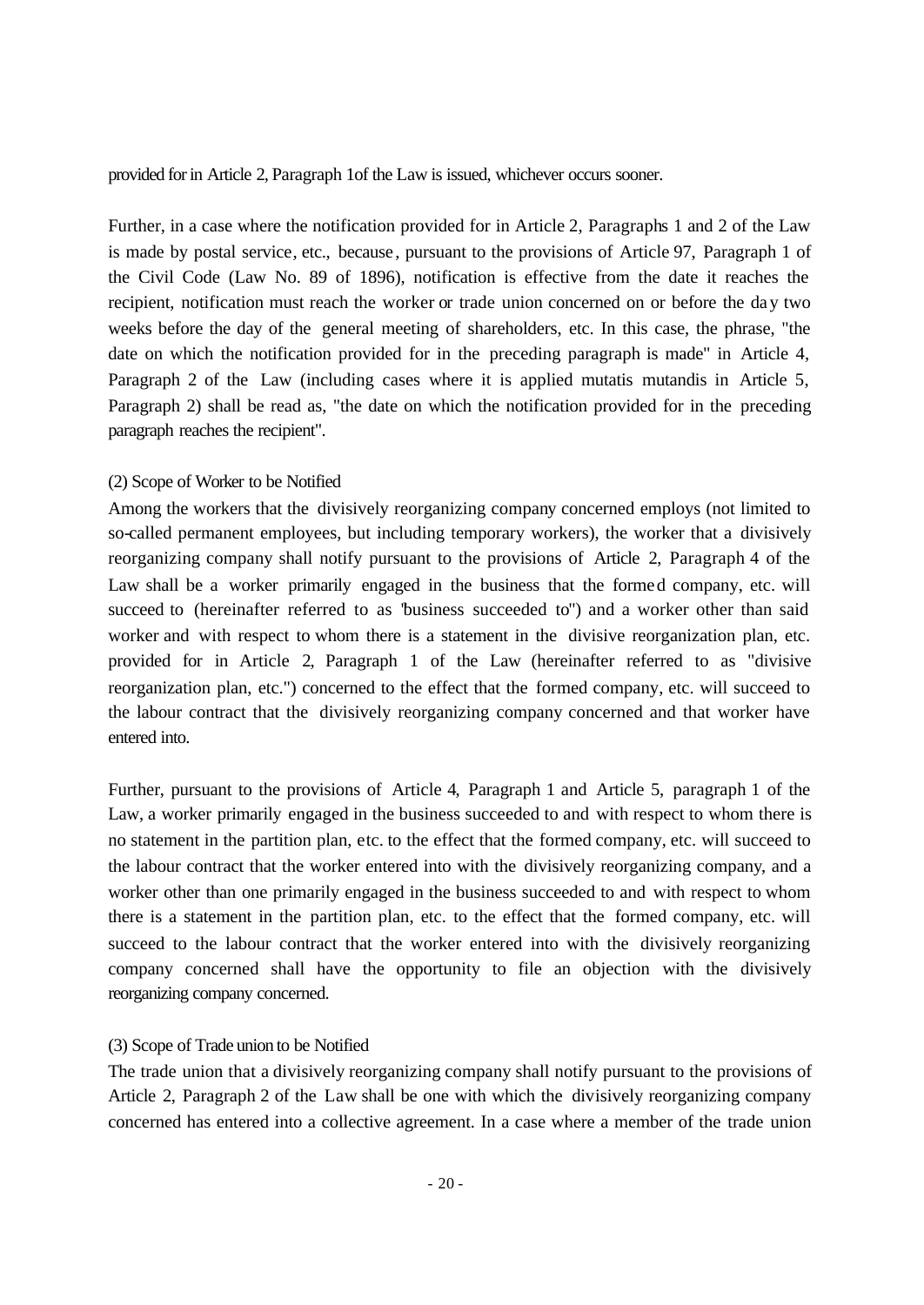provided for in Article 2, Paragraph 1of the Law is issued, whichever occurs sooner.

Further, in a case where the notification provided for in Article 2, Paragraphs 1 and 2 of the Law is made by postal service, etc., because, pursuant to the provisions of Article 97, Paragraph 1 of the Civil Code (Law No. 89 of 1896), notification is effective from the date it reaches the recipient, notification must reach the worker or trade union concerned on or before the day two weeks before the day of the general meeting of shareholders, etc. In this case, the phrase, "the date on which the notification provided for in the preceding paragraph is made" in Article 4, Paragraph 2 of the Law (including cases where it is applied mutatis mutandis in Article 5, Paragraph 2) shall be read as, "the date on which the notification provided for in the preceding paragraph reaches the recipient".

(2) Scope of Worker to be Notified

Among the workers that the divisively reorganizing company concerned employs (not limited to so-called permanent employees, but including temporary workers), the worker that a divisively reorganizing company shall notify pursuant to the provisions of Article 2, Paragraph 4 of the Law shall be a worker primarily engaged in the business that the formed company, etc. will succeed to (hereinafter referred to as "business succeeded to") and a worker other than said worker and with respect to whom there is a statement in the divisive reorganization plan, etc. provided for in Article 2, Paragraph 1 of the Law (hereinafter referred to as "divisive reorganization plan, etc.") concerned to the effect that the formed company, etc. will succeed to the labour contract that the divisively reorganizing company concerned and that worker have entered into.

Further, pursuant to the provisions of Article 4, Paragraph 1 and Article 5, paragraph 1 of the Law, a worker primarily engaged in the business succeeded to and with respect to whom there is no statement in the partition plan, etc. to the effect that the formed company, etc. will succeed to the labour contract that the worker entered into with the divisively reorganizing company, and a worker other than one primarily engaged in the business succeeded to and with respect to whom there is a statement in the partition plan, etc. to the effect that the formed company, etc. will succeed to the labour contract that the worker entered into with the divisively reorganizing company concerned shall have the opportunity to file an objection with the divisively reorganizing company concerned.

(3) Scope of Trade union to be Notified

The trade union that a divisively reorganizing company shall notify pursuant to the provisions of Article 2, Paragraph 2 of the Law shall be one with which the divisively reorganizing company concerned has entered into a collective agreement. In a case where a member of the trade union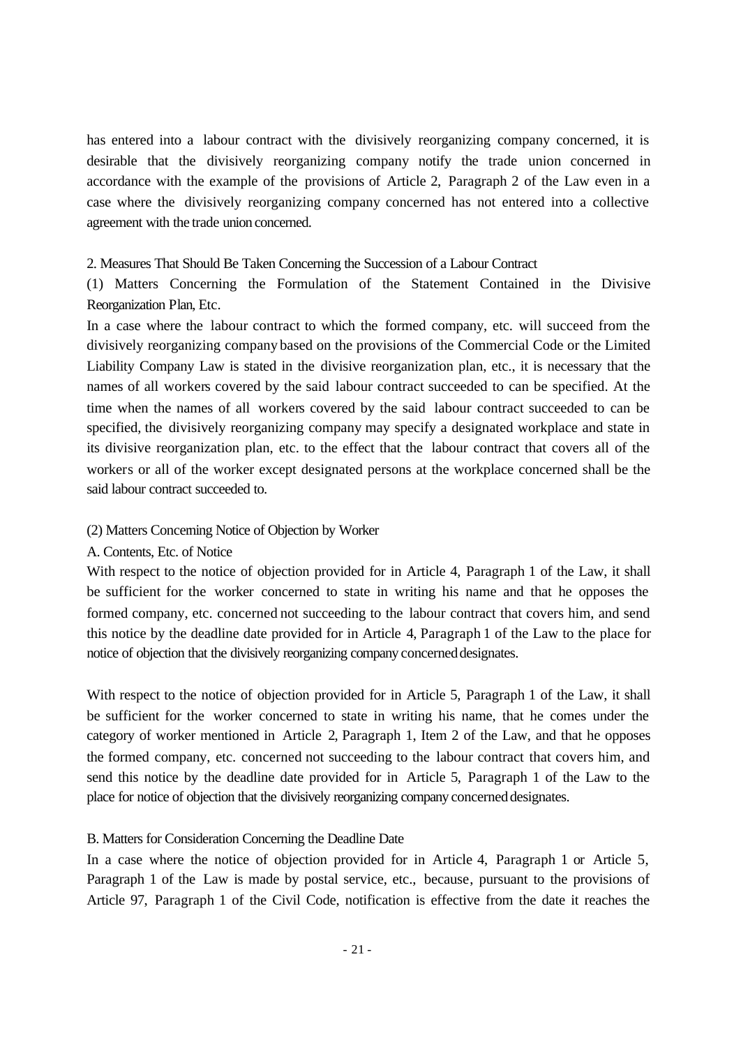has entered into a labour contract with the divisively reorganizing company concerned, it is desirable that the divisively reorganizing company notify the trade union concerned in accordance with the example of the provisions of Article 2, Paragraph 2 of the Law even in a case where the divisively reorganizing company concerned has not entered into a collective agreement with the trade union concerned.

2. Measures That Should Be Taken Concerning the Succession of a Labour Contract

(1) Matters Concerning the Formulation of the Statement Contained in the Divisive Reorganization Plan, Etc.

In a case where the labour contract to which the formed company, etc. will succeed from the divisively reorganizing company based on the provisions of the Commercial Code or the Limited Liability Company Law is stated in the divisive reorganization plan, etc., it is necessary that the names of all workers covered by the said labour contract succeeded to can be specified. At the time when the names of all workers covered by the said labour contract succeeded to can be specified, the divisively reorganizing company may specify a designated workplace and state in its divisive reorganization plan, etc. to the effect that the labour contract that covers all of the workers or all of the worker except designated persons at the workplace concerned shall be the said labour contract succeeded to.

(2) Matters Concerning Notice of Objection by Worker

A. Contents, Etc. of Notice

With respect to the notice of objection provided for in Article 4, Paragraph 1 of the Law, it shall be sufficient for the worker concerned to state in writing his name and that he opposes the formed company, etc. concerned not succeeding to the labour contract that covers him, and send this notice by the deadline date provided for in Article 4, Paragraph 1 of the Law to the place for notice of objection that the divisively reorganizing company concerned designates.

With respect to the notice of objection provided for in Article 5, Paragraph 1 of the Law, it shall be sufficient for the worker concerned to state in writing his name, that he comes under the category of worker mentioned in Article 2, Paragraph 1, Item 2 of the Law, and that he opposes the formed company, etc. concerned not succeeding to the labour contract that covers him, and send this notice by the deadline date provided for in Article 5, Paragraph 1 of the Law to the place for notice of objection that the divisively reorganizing company concerned designates.

B. Matters for Consideration Concerning the Deadline Date

In a case where the notice of objection provided for in Article 4, Paragraph 1 or Article 5, Paragraph 1 of the Law is made by postal service, etc., because, pursuant to the provisions of Article 97, Paragraph 1 of the Civil Code, notification is effective from the date it reaches the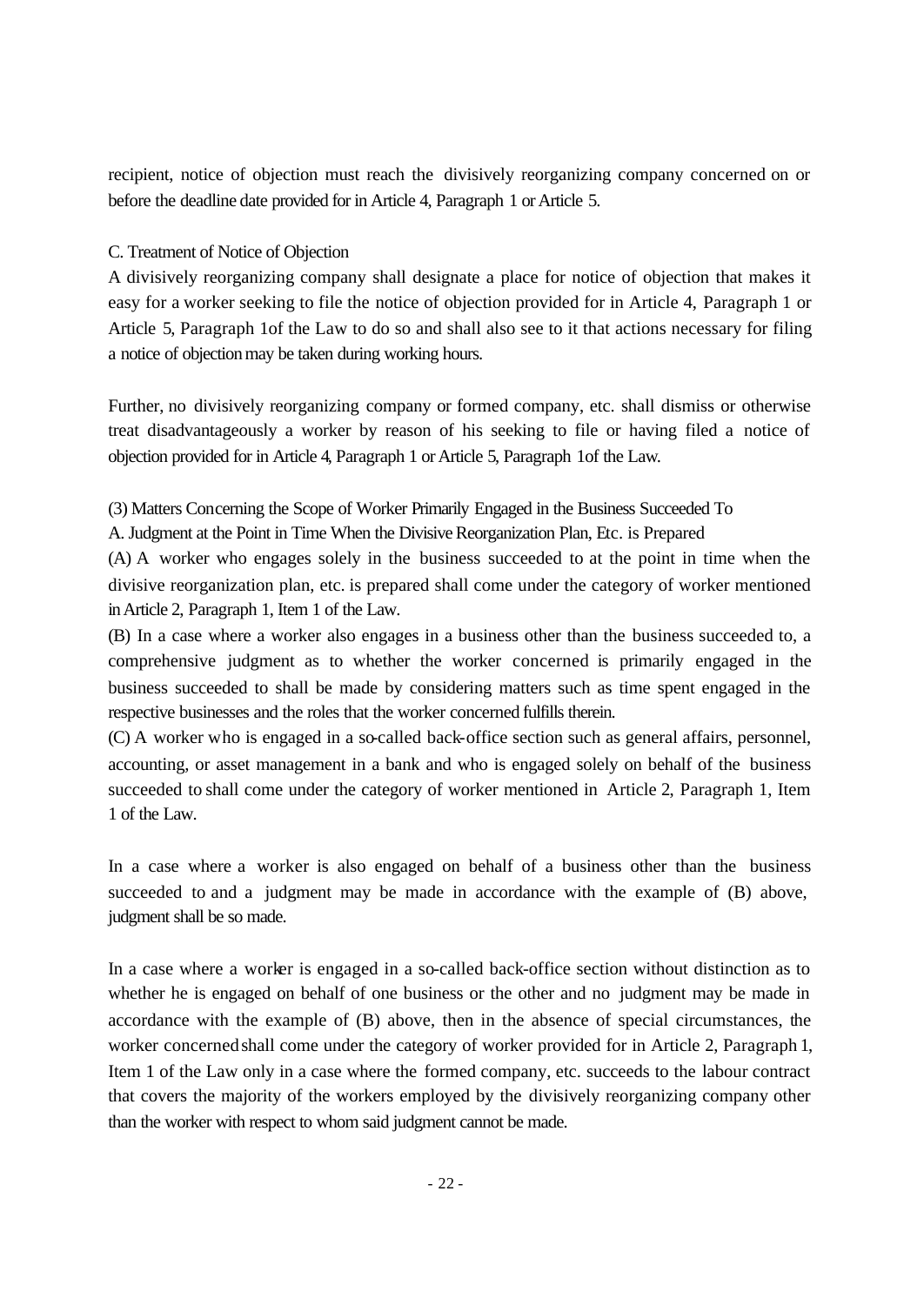recipient, notice of objection must reach the divisively reorganizing company concerned on or before the deadline date provided for in Article 4, Paragraph 1 or Article 5.

C. Treatment of Notice of Objection

A divisively reorganizing company shall designate a place for notice of objection that makes it easy for a worker seeking to file the notice of objection provided for in Article 4, Paragraph 1 or Article 5, Paragraph 1of the Law to do so and shall also see to it that actions necessary for filing a notice of objection may be taken during working hours.

Further, no divisively reorganizing company or formed company, etc. shall dismiss or otherwise treat disadvantageously a worker by reason of his seeking to file or having filed a notice of objection provided for in Article 4, Paragraph 1 or Article 5, Paragraph 1of the Law.

(3) Matters Concerning the Scope of Worker Primarily Engaged in the Business Succeeded To

A. Judgment at the Point in Time When the Divisive Reorganization Plan, Etc. is Prepared

(A) A worker who engages solely in the business succeeded to at the point in time when the divisive reorganization plan, etc. is prepared shall come under the category of worker mentioned in Article 2, Paragraph 1, Item 1 of the Law.

(B) In a case where a worker also engages in a business other than the business succeeded to, a comprehensive judgment as to whether the worker concerned is primarily engaged in the business succeeded to shall be made by considering matters such as time spent engaged in the respective businesses and the roles that the worker concerned fulfills therein.

(C) A worker who is engaged in a so-called back-office section such as general affairs, personnel, accounting, or asset management in a bank and who is engaged solely on behalf of the business succeeded to shall come under the category of worker mentioned in Article 2, Paragraph 1, Item 1 of the Law.

In a case where a worker is also engaged on behalf of a business other than the business succeeded to and a judgment may be made in accordance with the example of (B) above, judgment shall be so made.

In a case where a worker is engaged in a so-called back-office section without distinction as to whether he is engaged on behalf of one business or the other and no judgment may be made in accordance with the example of (B) above, then in the absence of special circumstances, the worker concerned shall come under the category of worker provided for in Article 2, Paragraph 1, Item 1 of the Law only in a case where the formed company, etc. succeeds to the labour contract that covers the majority of the workers employed by the divisively reorganizing company other than the worker with respect to whom said judgment cannot be made.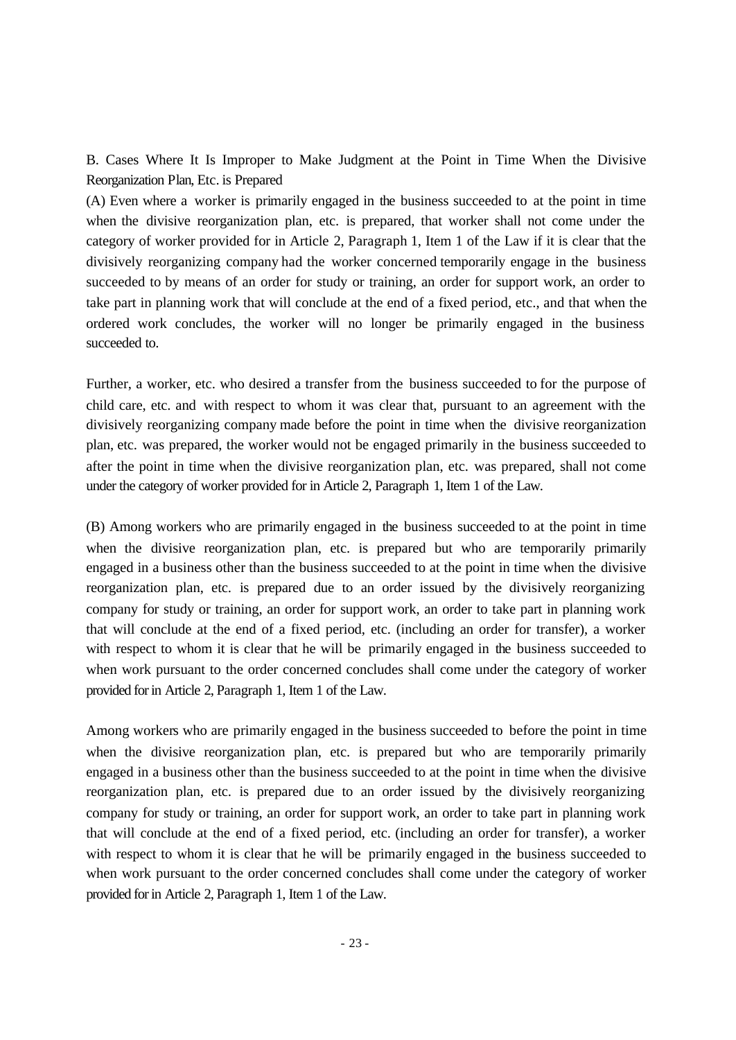B. Cases Where It Is Improper to Make Judgment at the Point in Time When the Divisive Reorganization Plan, Etc. is Prepared

(A) Even where a worker is primarily engaged in the business succeeded to at the point in time when the divisive reorganization plan, etc. is prepared, that worker shall not come under the category of worker provided for in Article 2, Paragraph 1, Item 1 of the Law if it is clear that the divisively reorganizing company had the worker concerned temporarily engage in the business succeeded to by means of an order for study or training, an order for support work, an order to take part in planning work that will conclude at the end of a fixed period, etc., and that when the ordered work concludes, the worker will no longer be primarily engaged in the business succeeded to.

Further, a worker, etc. who desired a transfer from the business succeeded to for the purpose of child care, etc. and with respect to whom it was clear that, pursuant to an agreement with the divisively reorganizing company made before the point in time when the divisive reorganization plan, etc. was prepared, the worker would not be engaged primarily in the business succeeded to after the point in time when the divisive reorganization plan, etc. was prepared, shall not come under the category of worker provided for in Article 2, Paragraph 1, Item 1 of the Law.

(B) Among workers who are primarily engaged in the business succeeded to at the point in time when the divisive reorganization plan, etc. is prepared but who are temporarily primarily engaged in a business other than the business succeeded to at the point in time when the divisive reorganization plan, etc. is prepared due to an order issued by the divisively reorganizing company for study or training, an order for support work, an order to take part in planning work that will conclude at the end of a fixed period, etc. (including an order for transfer), a worker with respect to whom it is clear that he will be primarily engaged in the business succeeded to when work pursuant to the order concerned concludes shall come under the category of worker provided for in Article 2, Paragraph 1, Item 1 of the Law.

Among workers who are primarily engaged in the business succeeded to before the point in time when the divisive reorganization plan, etc. is prepared but who are temporarily primarily engaged in a business other than the business succeeded to at the point in time when the divisive reorganization plan, etc. is prepared due to an order issued by the divisively reorganizing company for study or training, an order for support work, an order to take part in planning work that will conclude at the end of a fixed period, etc. (including an order for transfer), a worker with respect to whom it is clear that he will be primarily engaged in the business succeeded to when work pursuant to the order concerned concludes shall come under the category of worker provided for in Article 2, Paragraph 1, Item 1 of the Law.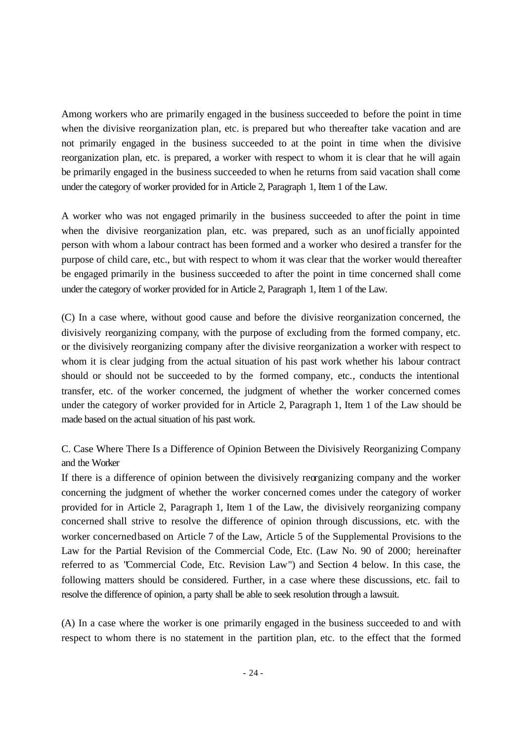Among workers who are primarily engaged in the business succeeded to before the point in time when the divisive reorganization plan, etc. is prepared but who thereafter take vacation and are not primarily engaged in the business succeeded to at the point in time when the divisive reorganization plan, etc. is prepared, a worker with respect to whom it is clear that he will again be primarily engaged in the business succeeded to when he returns from said vacation shall come under the category of worker provided for in Article 2, Paragraph 1, Item 1 of the Law.

A worker who was not engaged primarily in the business succeeded to after the point in time when the divisive reorganization plan, etc. was prepared, such as an unofficially appointed person with whom a labour contract has been formed and a worker who desired a transfer for the purpose of child care, etc., but with respect to whom it was clear that the worker would thereafter be engaged primarily in the business succeeded to after the point in time concerned shall come under the category of worker provided for in Article 2, Paragraph 1, Item 1 of the Law.

(C) In a case where, without good cause and before the divisive reorganization concerned, the divisively reorganizing company, with the purpose of excluding from the formed company, etc. or the divisively reorganizing company after the divisive reorganization a worker with respect to whom it is clear judging from the actual situation of his past work whether his labour contract should or should not be succeeded to by the formed company, etc., conducts the intentional transfer, etc. of the worker concerned, the judgment of whether the worker concerned comes under the category of worker provided for in Article 2, Paragraph 1, Item 1 of the Law should be made based on the actual situation of his past work.

C. Case Where There Is a Difference of Opinion Between the Divisively Reorganizing Company and the Worker

If there is a difference of opinion between the divisively reorganizing company and the worker concerning the judgment of whether the worker concerned comes under the category of worker provided for in Article 2, Paragraph 1, Item 1 of the Law, the divisively reorganizing company concerned shall strive to resolve the difference of opinion through discussions, etc. with the worker concerned based on Article 7 of the Law, Article 5 of the Supplemental Provisions to the Law for the Partial Revision of the Commercial Code, Etc. (Law No. 90 of 2000; hereinafter referred to as "Commercial Code, Etc. Revision Law") and Section 4 below. In this case, the following matters should be considered. Further, in a case where these discussions, etc. fail to resolve the difference of opinion, a party shall be able to seek resolution through a lawsuit.

(A) In a case where the worker is one primarily engaged in the business succeeded to and with respect to whom there is no statement in the partition plan, etc. to the effect that the formed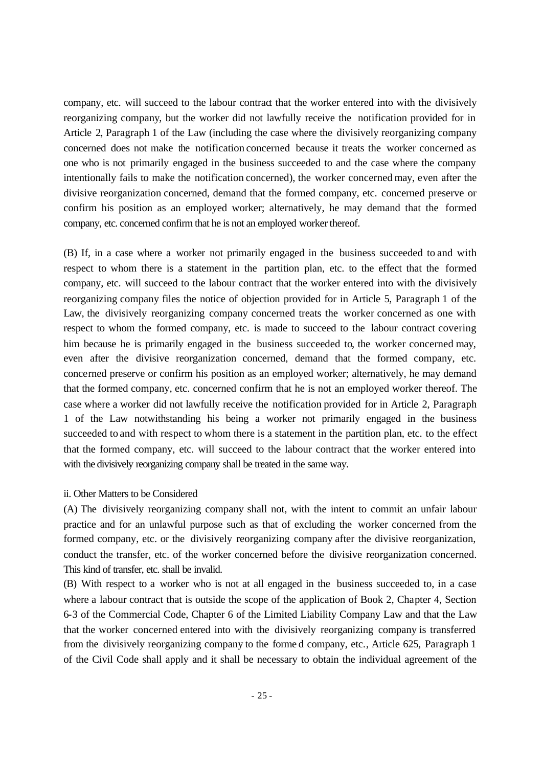company, etc. will succeed to the labour contract that the worker entered into with the divisively reorganizing company, but the worker did not lawfully receive the notification provided for in Article 2, Paragraph 1 of the Law (including the case where the divisively reorganizing company concerned does not make the notification concerned because it treats the worker concerned as one who is not primarily engaged in the business succeeded to and the case where the company intentionally fails to make the notification concerned), the worker concerned may, even after the divisive reorganization concerned, demand that the formed company, etc. concerned preserve or confirm his position as an employed worker; alternatively, he may demand that the formed company, etc. concerned confirm that he is not an employed worker thereof.

(B) If, in a case where a worker not primarily engaged in the business succeeded to and with respect to whom there is a statement in the partition plan, etc. to the effect that the formed company, etc. will succeed to the labour contract that the worker entered into with the divisively reorganizing company files the notice of objection provided for in Article 5, Paragraph 1 of the Law, the divisively reorganizing company concerned treats the worker concerned as one with respect to whom the formed company, etc. is made to succeed to the labour contract covering him because he is primarily engaged in the business succeeded to, the worker concerned may, even after the divisive reorganization concerned, demand that the formed company, etc. concerned preserve or confirm his position as an employed worker; alternatively, he may demand that the formed company, etc. concerned confirm that he is not an employed worker thereof. The case where a worker did not lawfully receive the notification provided for in Article 2, Paragraph 1 of the Law notwithstanding his being a worker not primarily engaged in the business succeeded to and with respect to whom there is a statement in the partition plan, etc. to the effect that the formed company, etc. will succeed to the labour contract that the worker entered into with the divisively reorganizing company shall be treated in the same way.

ii. Other Matters to be Considered

(A) The divisively reorganizing company shall not, with the intent to commit an unfair labour practice and for an unlawful purpose such as that of excluding the worker concerned from the formed company, etc. or the divisively reorganizing company after the divisive reorganization, conduct the transfer, etc. of the worker concerned before the divisive reorganization concerned. This kind of transfer, etc. shall be invalid.

(B) With respect to a worker who is not at all engaged in the business succeeded to, in a case where a labour contract that is outside the scope of the application of Book 2, Chapter 4, Section 6-3 of the Commercial Code, Chapter 6 of the Limited Liability Company Law and that the Law that the worker concerned entered into with the divisively reorganizing company is transferred from the divisively reorganizing company to the formed company, etc., Article 625, Paragraph 1 of the Civil Code shall apply and it shall be necessary to obtain the individual agreement of the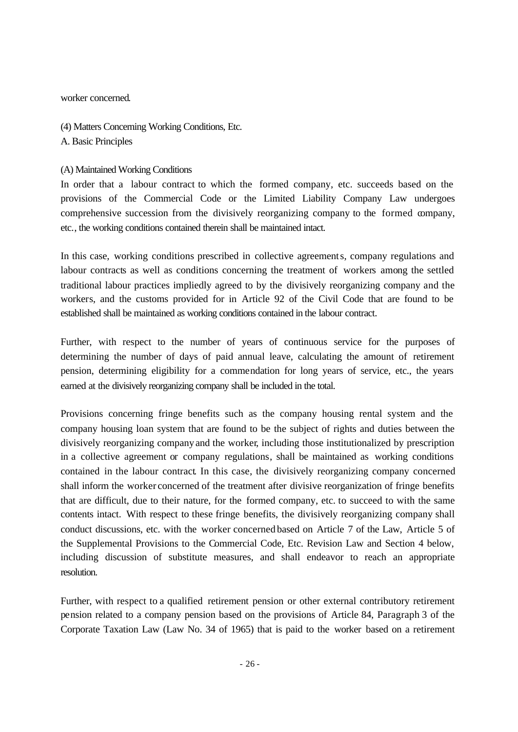worker concerned.

(4) Matters Concerning Working Conditions, Etc.

A. Basic Principles

(A) Maintained Working Conditions

In order that a labour contract to which the formed company, etc. succeeds based on the provisions of the Commercial Code or the Limited Liability Company Law undergoes comprehensive succession from the divisively reorganizing company to the formed company, etc., the working conditions contained therein shall be maintained intact.

In this case, working conditions prescribed in collective agreements, company regulations and labour contracts as well as conditions concerning the treatment of workers among the settled traditional labour practices impliedly agreed to by the divisively reorganizing company and the workers, and the customs provided for in Article 92 of the Civil Code that are found to be established shall be maintained as working conditions contained in the labour contract.

Further, with respect to the number of years of continuous service for the purposes of determining the number of days of paid annual leave, calculating the amount of retirement pension, determining eligibility for a commendation for long years of service, etc., the years earned at the divisively reorganizing company shall be included in the total.

Provisions concerning fringe benefits such as the company housing rental system and the company housing loan system that are found to be the subject of rights and duties between the divisively reorganizing company and the worker, including those institutionalized by prescription in a collective agreement or company regulations, shall be maintained as working conditions contained in the labour contract. In this case, the divisively reorganizing company concerned shall inform the worker concerned of the treatment after divisive reorganization of fringe benefits that are difficult, due to their nature, for the formed company, etc. to succeed to with the same contents intact. With respect to these fringe benefits, the divisively reorganizing company shall conduct discussions, etc. with the worker concerned based on Article 7 of the Law, Article 5 of the Supplemental Provisions to the Commercial Code, Etc. Revision Law and Section 4 below, including discussion of substitute measures, and shall endeavor to reach an appropriate resolution.

Further, with respect to a qualified retirement pension or other external contributory retirement pension related to a company pension based on the provisions of Article 84, Paragraph 3 of the Corporate Taxation Law (Law No. 34 of 1965) that is paid to the worker based on a retirement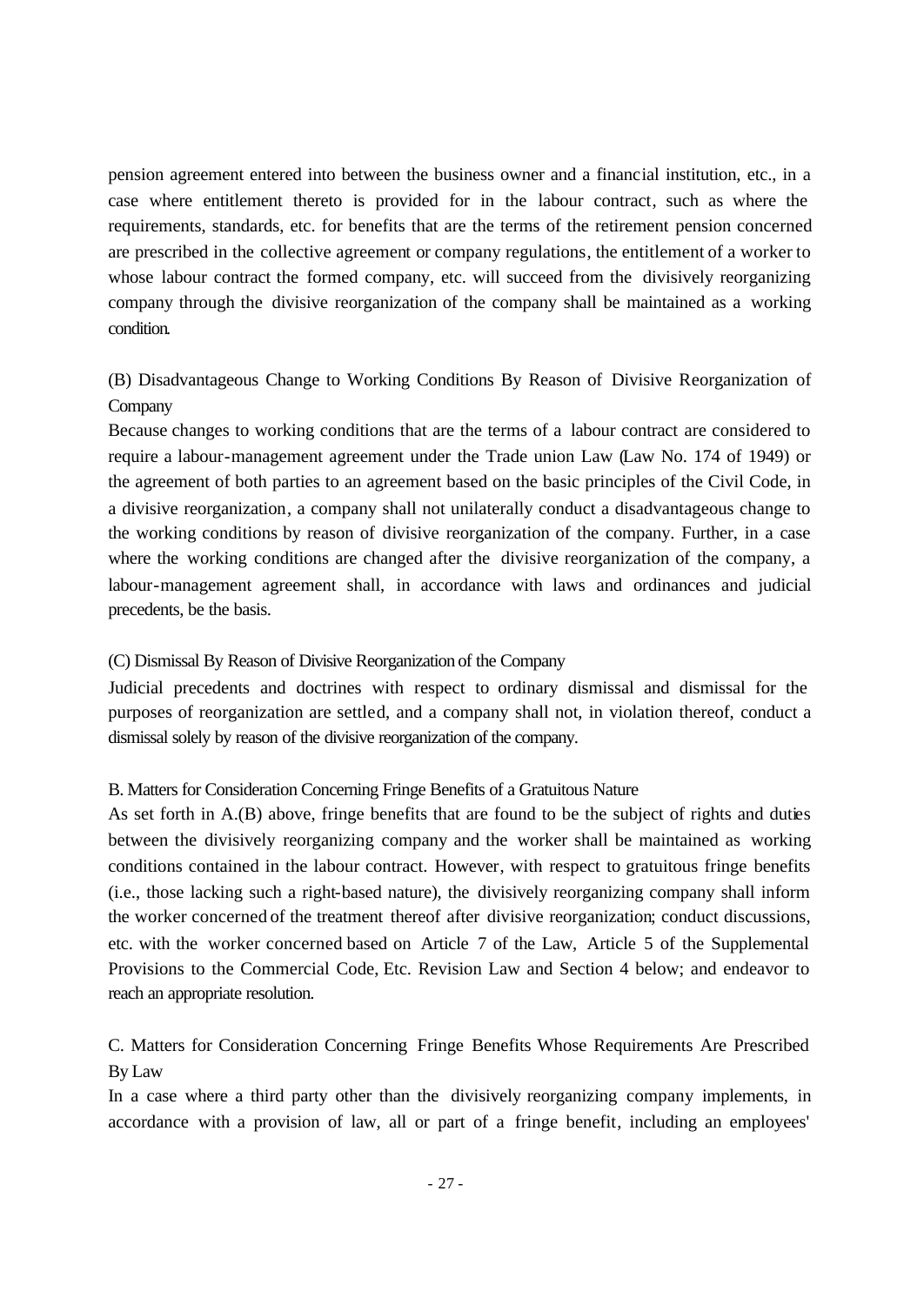pension agreement entered into between the business owner and a financial institution, etc., in a case where entitlement thereto is provided for in the labour contract, such as where the requirements, standards, etc. for benefits that are the terms of the retirement pension concerned are prescribed in the collective agreement or company regulations, the entitlement of a worker to whose labour contract the formed company, etc. will succeed from the divisively reorganizing company through the divisive reorganization of the company shall be maintained as a working condition.

(B) Disadvantageous Change to Working Conditions By Reason of Divisive Reorganization of Company

Because changes to working conditions that are the terms of a labour contract are considered to require a labour-management agreement under the Trade union Law (Law No. 174 of 1949) or the agreement of both parties to an agreement based on the basic principles of the Civil Code, in a divisive reorganization, a company shall not unilaterally conduct a disadvantageous change to the working conditions by reason of divisive reorganization of the company. Further, in a case where the working conditions are changed after the divisive reorganization of the company, a labour-management agreement shall, in accordance with laws and ordinances and judicial precedents, be the basis.

(C) Dismissal By Reason of Divisive Reorganization of the Company

Judicial precedents and doctrines with respect to ordinary dismissal and dismissal for the purposes of reorganization are settled, and a company shall not, in violation thereof, conduct a dismissal solely by reason of the divisive reorganization of the company.

B. Matters for Consideration Concerning Fringe Benefits of a Gratuitous Nature

As set forth in A.(B) above, fringe benefits that are found to be the subject of rights and duties between the divisively reorganizing company and the worker shall be maintained as working conditions contained in the labour contract. However, with respect to gratuitous fringe benefits (i.e., those lacking such a right-based nature), the divisively reorganizing company shall inform the worker concerned of the treatment thereof after divisive reorganization; conduct discussions, etc. with the worker concerned based on Article 7 of the Law, Article 5 of the Supplemental Provisions to the Commercial Code, Etc. Revision Law and Section 4 below; and endeavor to reach an appropriate resolution.

C. Matters for Consideration Concerning Fringe Benefits Whose Requirements Are Prescribed By Law

In a case where a third party other than the divisively reorganizing company implements, in accordance with a provision of law, all or part of a fringe benefit, including an employees'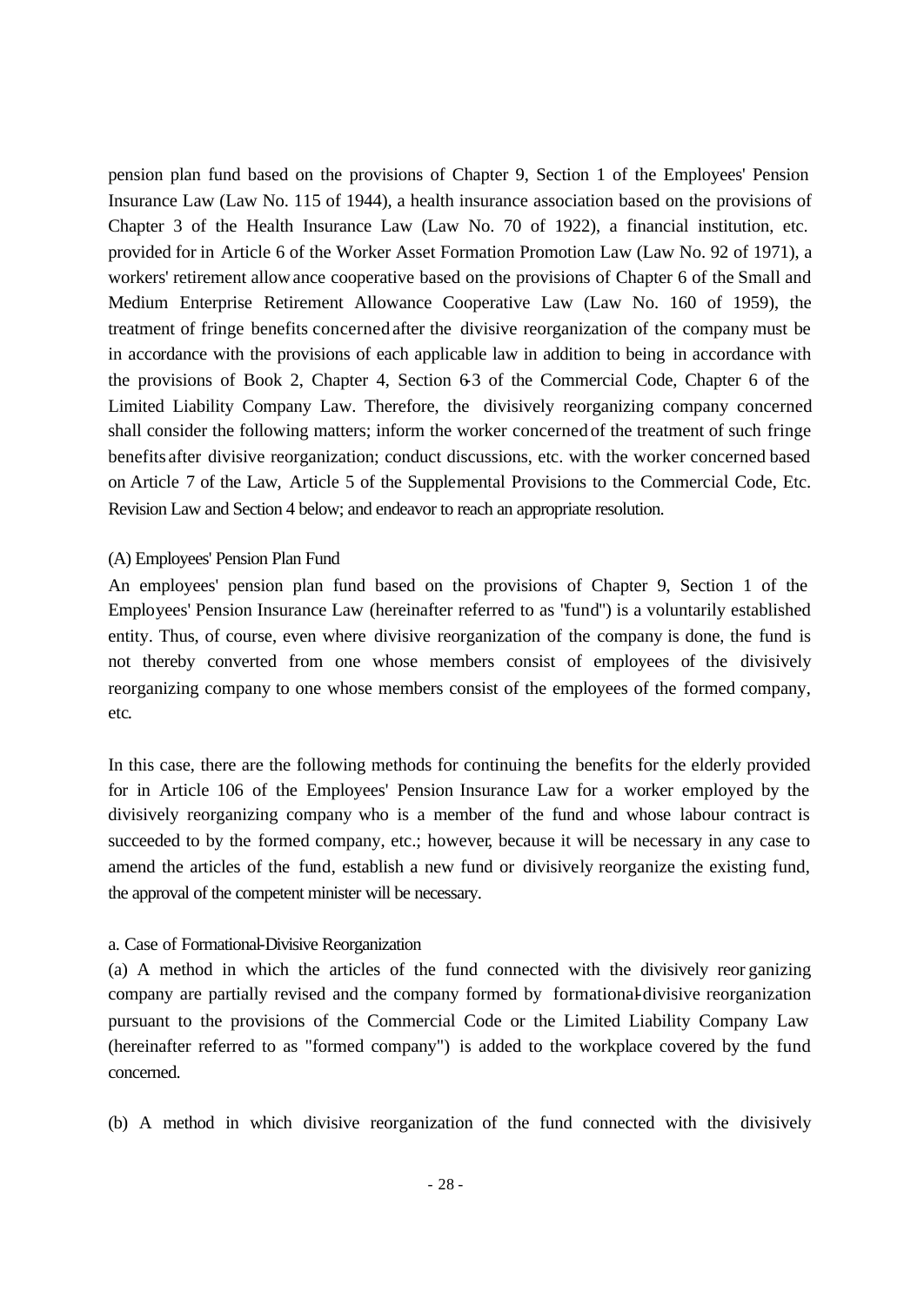pension plan fund based on the provisions of Chapter 9, Section 1 of the Employees' Pension Insurance Law (Law No. 115 of 1944), a health insurance association based on the provisions of Chapter 3 of the Health Insurance Law (Law No. 70 of 1922), a financial institution, etc. provided for in Article 6 of the Worker Asset Formation Promotion Law (Law No. 92 of 1971), a workers' retirement allowance cooperative based on the provisions of Chapter 6 of the Small and Medium Enterprise Retirement Allowance Cooperative Law (Law No. 160 of 1959), the treatment of fringe benefits concerned after the divisive reorganization of the company must be in accordance with the provisions of each applicable law in addition to being in accordance with the provisions of Book 2, Chapter 4, Section 6-3 of the Commercial Code, Chapter 6 of the Limited Liability Company Law. Therefore, the divisively reorganizing company concerned shall consider the following matters; inform the worker concerned of the treatment of such fringe benefits after divisive reorganization; conduct discussions, etc. with the worker concerned based on Article 7 of the Law, Article 5 of the Supplemental Provisions to the Commercial Code, Etc. Revision Law and Section 4 below; and endeavor to reach an appropriate resolution.

(A) Employees' Pension Plan Fund

An employees' pension plan fund based on the provisions of Chapter 9, Section 1 of the Employees' Pension Insurance Law (hereinafter referred to as "fund") is a voluntarily established entity. Thus, of course, even where divisive reorganization of the company is done, the fund is not thereby converted from one whose members consist of employees of the divisively reorganizing company to one whose members consist of the employees of the formed company, etc.

In this case, there are the following methods for continuing the benefits for the elderly provided for in Article 106 of the Employees' Pension Insurance Law for a worker employed by the divisively reorganizing company who is a member of the fund and whose labour contract is succeeded to by the formed company, etc.; however, because it will be necessary in any case to amend the articles of the fund, establish a new fund or divisively reorganize the existing fund, the approval of the competent minister will be necessary.

a. Case of Formational-Divisive Reorganization

(a) A method in which the articles of the fund connected with the divisively reorganizing company are partially revised and the company formed by formational-divisive reorganization pursuant to the provisions of the Commercial Code or the Limited Liability Company Law (hereinafter referred to as "formed company") is added to the workplace covered by the fund concerned.

(b) A method in which divisive reorganization of the fund connected with the divisively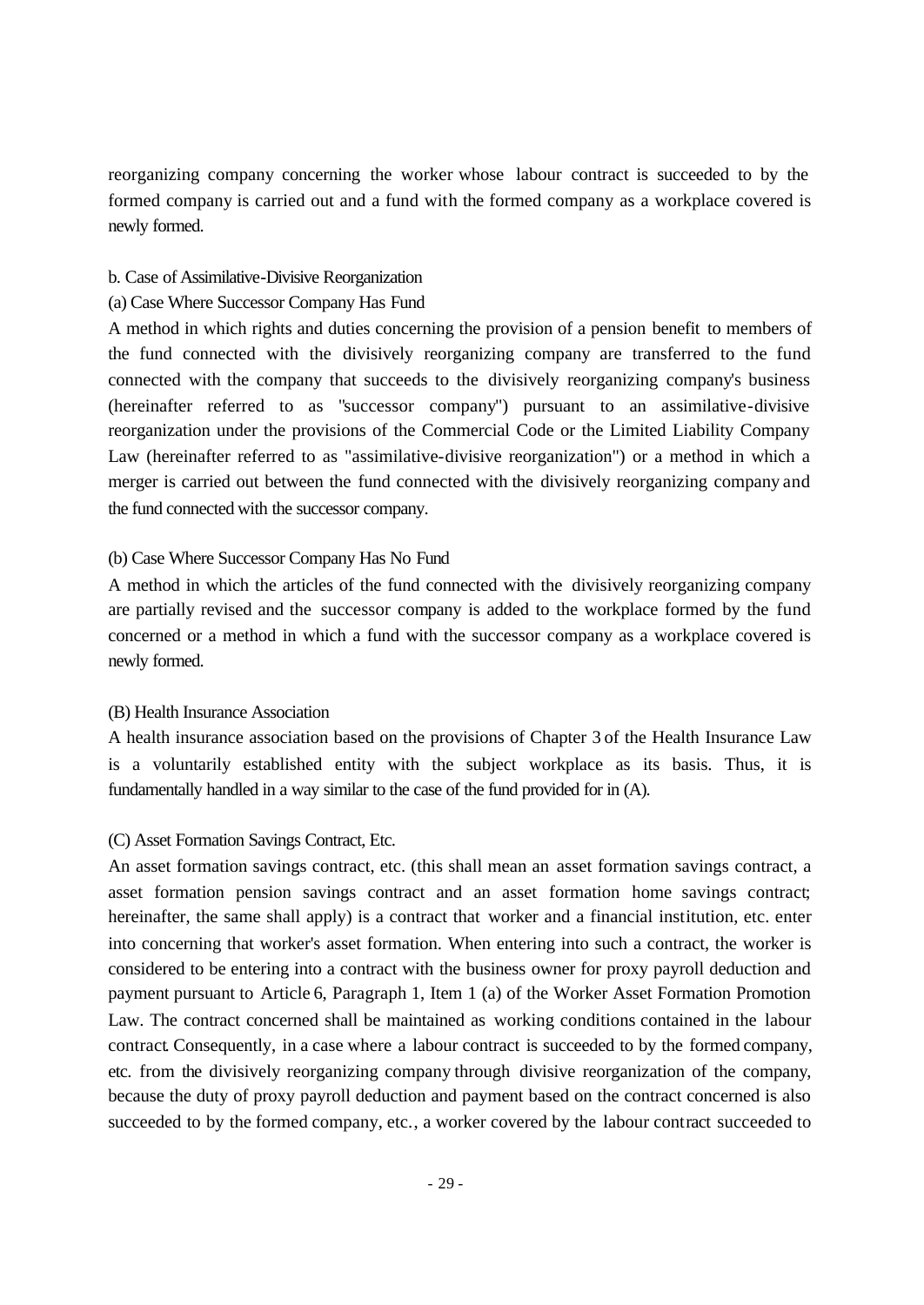reorganizing company concerning the worker whose labour contract is succeeded to by the formed company is carried out and a fund with the formed company as a workplace covered is newly formed.

b. Case of Assimilative-Divisive Reorganization

(a) Case Where Successor Company Has Fund

A method in which rights and duties concerning the provision of a pension benefit to members of the fund connected with the divisively reorganizing company are transferred to the fund connected with the company that succeeds to the divisively reorganizing company's business (hereinafter referred to as "successor company") pursuant to an assimilative-divisive reorganization under the provisions of the Commercial Code or the Limited Liability Company Law (hereinafter referred to as "assimilative-divisive reorganization") or a method in which a merger is carried out between the fund connected with the divisively reorganizing company and the fund connected with the successor company.

(b) Case Where Successor Company Has No Fund

A method in which the articles of the fund connected with the divisively reorganizing company are partially revised and the successor company is added to the workplace formed by the fund concerned or a method in which a fund with the successor company as a workplace covered is newly formed.

(B) Health Insurance Association

A health insurance association based on the provisions of Chapter 3 of the Health Insurance Law is a voluntarily established entity with the subject workplace as its basis. Thus, it is fundamentally handled in a way similar to the case of the fund provided for in (A).

(C) Asset Formation Savings Contract, Etc.

An asset formation savings contract, etc. (this shall mean an asset formation savings contract, a asset formation pension savings contract and an asset formation home savings contract; hereinafter, the same shall apply) is a contract that worker and a financial institution, etc. enter into concerning that worker's asset formation. When entering into such a contract, the worker is considered to be entering into a contract with the business owner for proxy payroll deduction and payment pursuant to Article 6, Paragraph 1, Item 1 (a) of the Worker Asset Formation Promotion Law. The contract concerned shall be maintained as working conditions contained in the labour contract. Consequently, in a case where a labour contract is succeeded to by the formed company, etc. from the divisively reorganizing company through divisive reorganization of the company, because the duty of proxy payroll deduction and payment based on the contract concerned is also succeeded to by the formed company, etc., a worker covered by the labour contract succeeded to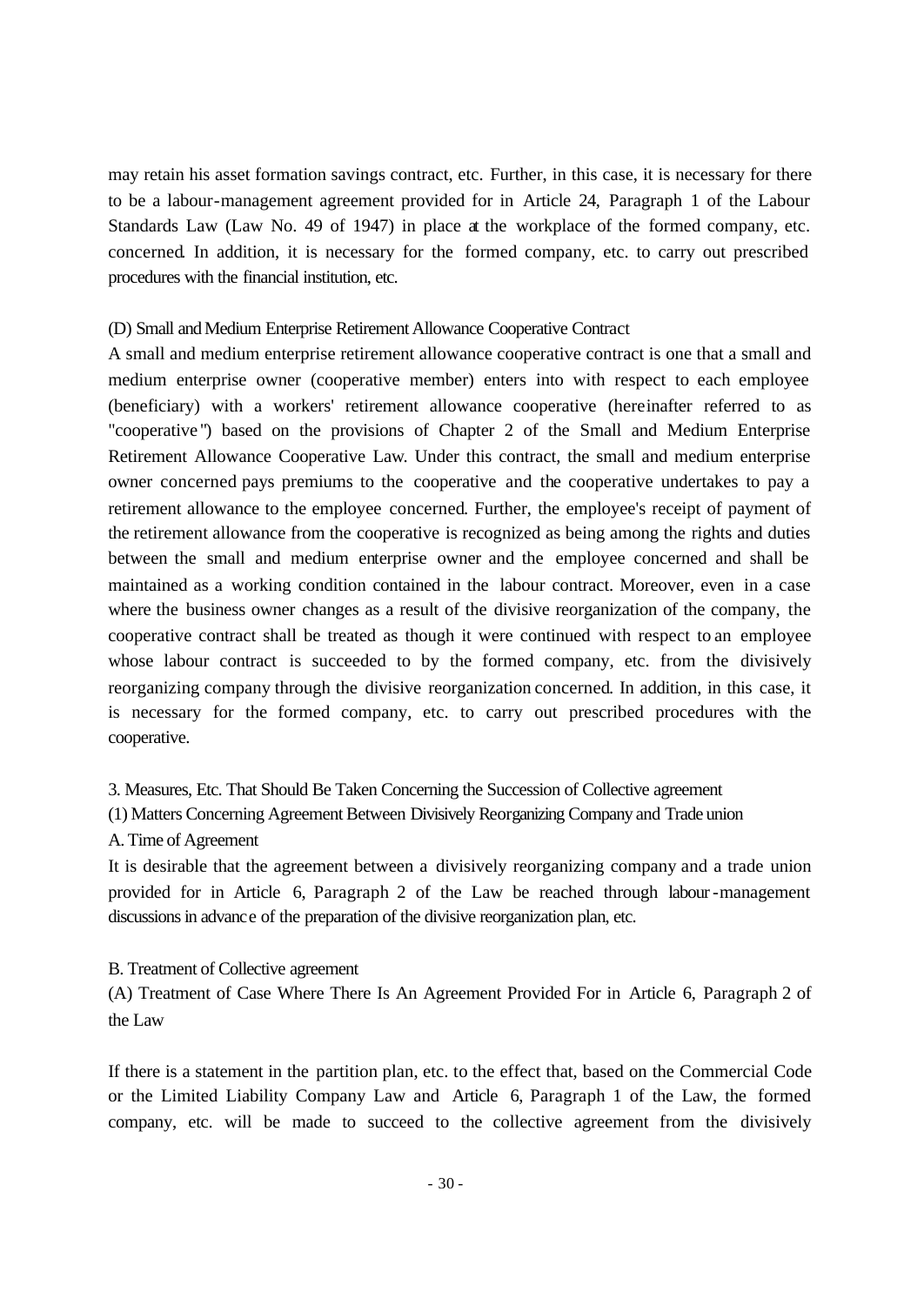may retain his asset formation savings contract, etc. Further, in this case, it is necessary for there to be a labour-management agreement provided for in Article 24, Paragraph 1 of the Labour Standards Law (Law No. 49 of 1947) in place at the workplace of the formed company, etc. concerned. In addition, it is necessary for the formed company, etc. to carry out prescribed procedures with the financial institution, etc.

(D) Small and Medium Enterprise Retirement Allowance Cooperative Contract

A small and medium enterprise retirement allowance cooperative contract is one that a small and medium enterprise owner (cooperative member) enters into with respect to each employee (beneficiary) with a workers' retirement allowance cooperative (hereinafter referred to as "cooperative") based on the provisions of Chapter 2 of the Small and Medium Enterprise Retirement Allowance Cooperative Law. Under this contract, the small and medium enterprise owner concerned pays premiums to the cooperative and the cooperative undertakes to pay a retirement allowance to the employee concerned. Further, the employee's receipt of payment of the retirement allowance from the cooperative is recognized as being among the rights and duties between the small and medium enterprise owner and the employee concerned and shall be maintained as a working condition contained in the labour contract. Moreover, even in a case where the business owner changes as a result of the divisive reorganization of the company, the cooperative contract shall be treated as though it were continued with respect to an employee whose labour contract is succeeded to by the formed company, etc. from the divisively reorganizing company through the divisive reorganization concerned. In addition, in this case, it is necessary for the formed company, etc. to carry out prescribed procedures with the cooperative.

3. Measures, Etc. That Should Be Taken Concerning the Succession of Collective agreement

(1) Matters Concerning Agreement Between Divisively Reorganizing Company and Trade union

A. Time of Agreement

It is desirable that the agreement between a divisively reorganizing company and a trade union provided for in Article 6, Paragraph 2 of the Law be reached through labour-management discussions in advance of the preparation of the divisive reorganization plan, etc.

B. Treatment of Collective agreement

(A) Treatment of Case Where There Is An Agreement Provided For in Article 6, Paragraph 2 of the Law

If there is a statement in the partition plan, etc. to the effect that, based on the Commercial Code or the Limited Liability Company Law and Article 6, Paragraph 1 of the Law, the formed company, etc. will be made to succeed to the collective agreement from the divisively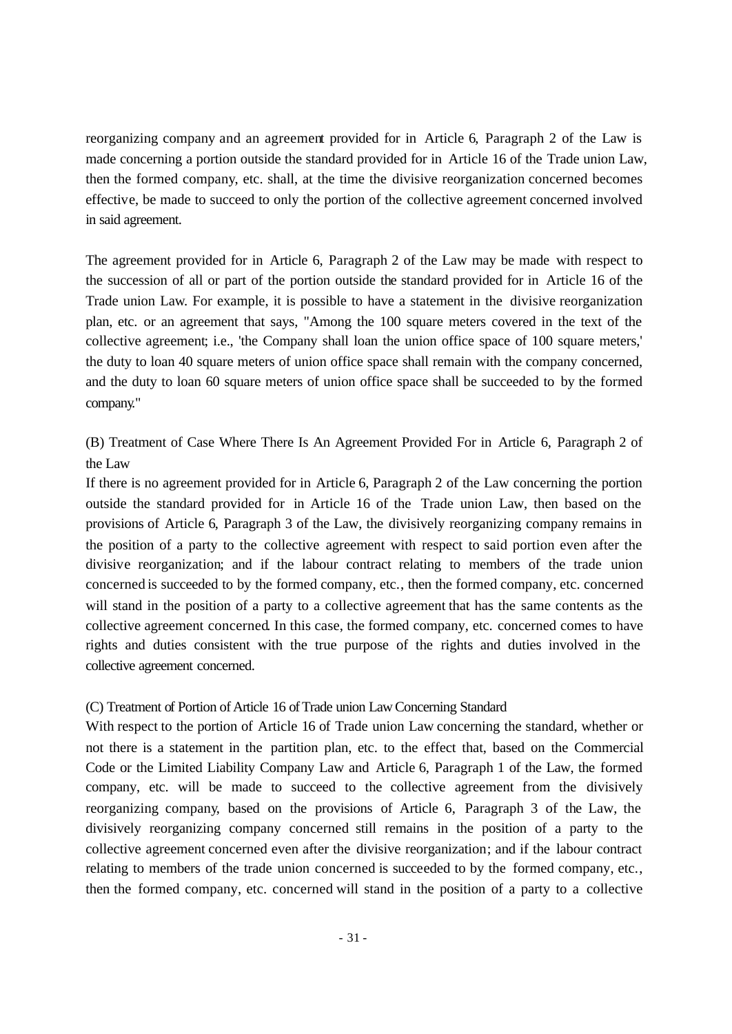reorganizing company and an agreement provided for in Article 6, Paragraph 2 of the Law is made concerning a portion outside the standard provided for in Article 16 of the Trade union Law, then the formed company, etc. shall, at the time the divisive reorganization concerned becomes effective, be made to succeed to only the portion of the collective agreement concerned involved in said agreement.

The agreement provided for in Article 6, Paragraph 2 of the Law may be made with respect to the succession of all or part of the portion outside the standard provided for in Article 16 of the Trade union Law. For example, it is possible to have a statement in the divisive reorganization plan, etc. or an agreement that says, "Among the 100 square meters covered in the text of the collective agreement; i.e., 'the Company shall loan the union office space of 100 square meters,' the duty to loan 40 square meters of union office space shall remain with the company concerned, and the duty to loan 60 square meters of union office space shall be succeeded to by the formed company."

(B) Treatment of Case Where There Is An Agreement Provided For in Article 6, Paragraph 2 of the Law

If there is no agreement provided for in Article 6, Paragraph 2 of the Law concerning the portion outside the standard provided for in Article 16 of the Trade union Law, then based on the provisions of Article 6, Paragraph 3 of the Law, the divisively reorganizing company remains in the position of a party to the collective agreement with respect to said portion even after the divisive reorganization; and if the labour contract relating to members of the trade union concerned is succeeded to by the formed company, etc., then the formed company, etc. concerned will stand in the position of a party to a collective agreement that has the same contents as the collective agreement concerned. In this case, the formed company, etc. concerned comes to have rights and duties consistent with the true purpose of the rights and duties involved in the collective agreement concerned.

(C) Treatment of Portion of Article 16 of Trade union Law Concerning Standard

With respect to the portion of Article 16 of Trade union Law concerning the standard, whether or not there is a statement in the partition plan, etc. to the effect that, based on the Commercial Code or the Limited Liability Company Law and Article 6, Paragraph 1 of the Law, the formed company, etc. will be made to succeed to the collective agreement from the divisively reorganizing company, based on the provisions of Article 6, Paragraph 3 of the Law, the divisively reorganizing company concerned still remains in the position of a party to the collective agreement concerned even after the divisive reorganization; and if the labour contract relating to members of the trade union concerned is succeeded to by the formed company, etc., then the formed company, etc. concerned will stand in the position of a party to a collective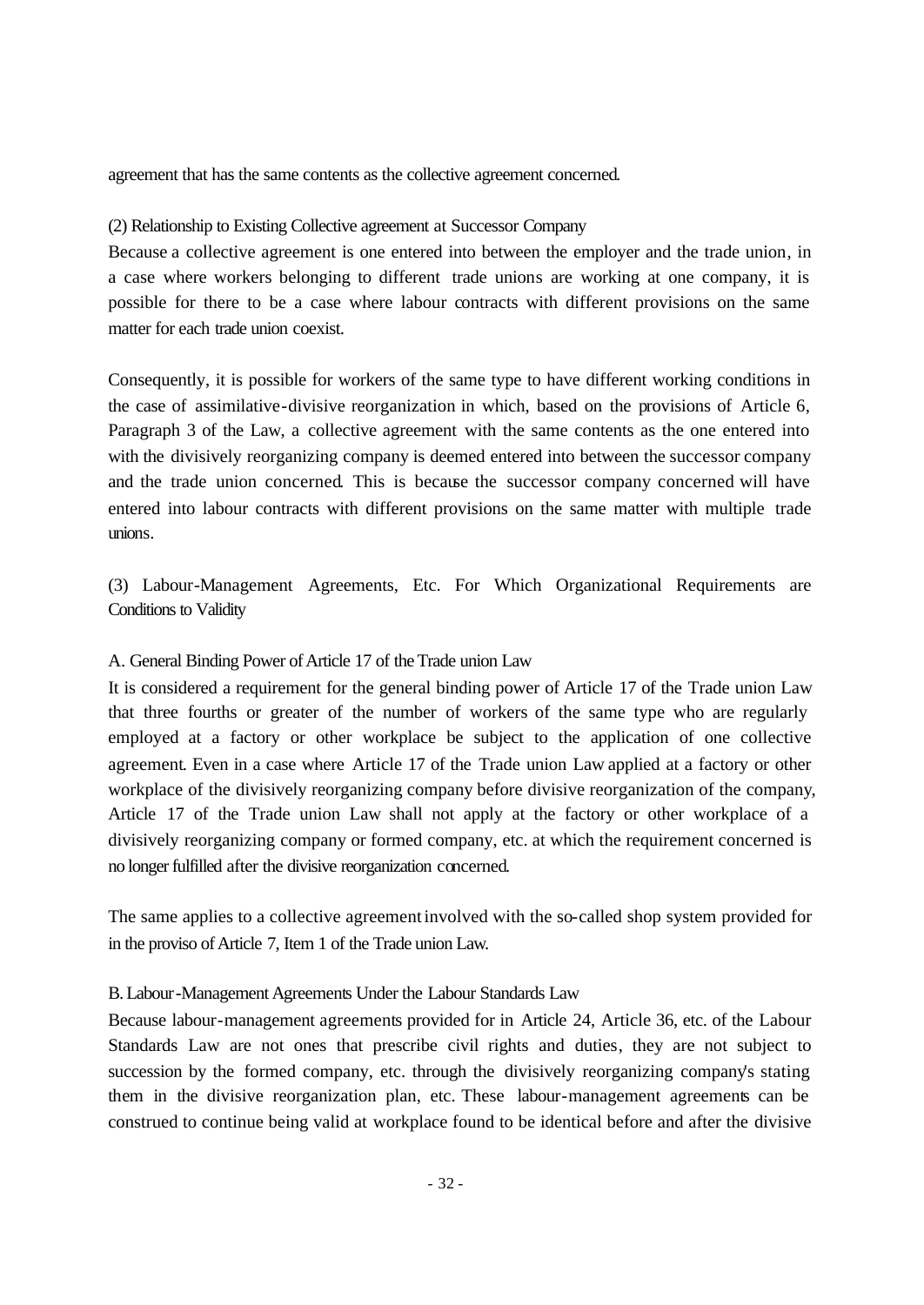agreement that has the same contents as the collective agreement concerned.

(2) Relationship to Existing Collective agreement at Successor Company

Because a collective agreement is one entered into between the employer and the trade union, in a case where workers belonging to different trade unions are working at one company, it is possible for there to be a case where labour contracts with different provisions on the same matter for each trade union coexist.

Consequently, it is possible for workers of the same type to have different working conditions in the case of assimilative-divisive reorganization in which, based on the provisions of Article 6, Paragraph 3 of the Law, a collective agreement with the same contents as the one entered into with the divisively reorganizing company is deemed entered into between the successor company and the trade union concerned. This is because the successor company concerned will have entered into labour contracts with different provisions on the same matter with multiple trade unions.

(3) Labour-Management Agreements, Etc. For Which Organizational Requirements are Conditions to Validity

A. General Binding Power of Article 17 of the Trade union Law

It is considered a requirement for the general binding power of Article 17 of the Trade union Law that three fourths or greater of the number of workers of the same type who are regularly employed at a factory or other workplace be subject to the application of one collective agreement. Even in a case where Article 17 of the Trade union Law applied at a factory or other workplace of the divisively reorganizing company before divisive reorganization of the company, Article 17 of the Trade union Law shall not apply at the factory or other workplace of a divisively reorganizing company or formed company, etc. at which the requirement concerned is no longer fulfilled after the divisive reorganization concerned.

The same applies to a collective agreement involved with the so-called shop system provided for in the proviso of Article 7, Item 1 of the Trade union Law.

B. Labour-Management Agreements Under the Labour Standards Law

Because labour-management agreements provided for in Article 24, Article 36, etc. of the Labour Standards Law are not ones that prescribe civil rights and duties, they are not subject to succession by the formed company, etc. through the divisively reorganizing company's stating them in the divisive reorganization plan, etc. These labour-management agreements can be construed to continue being valid at workplace found to be identical before and after the divisive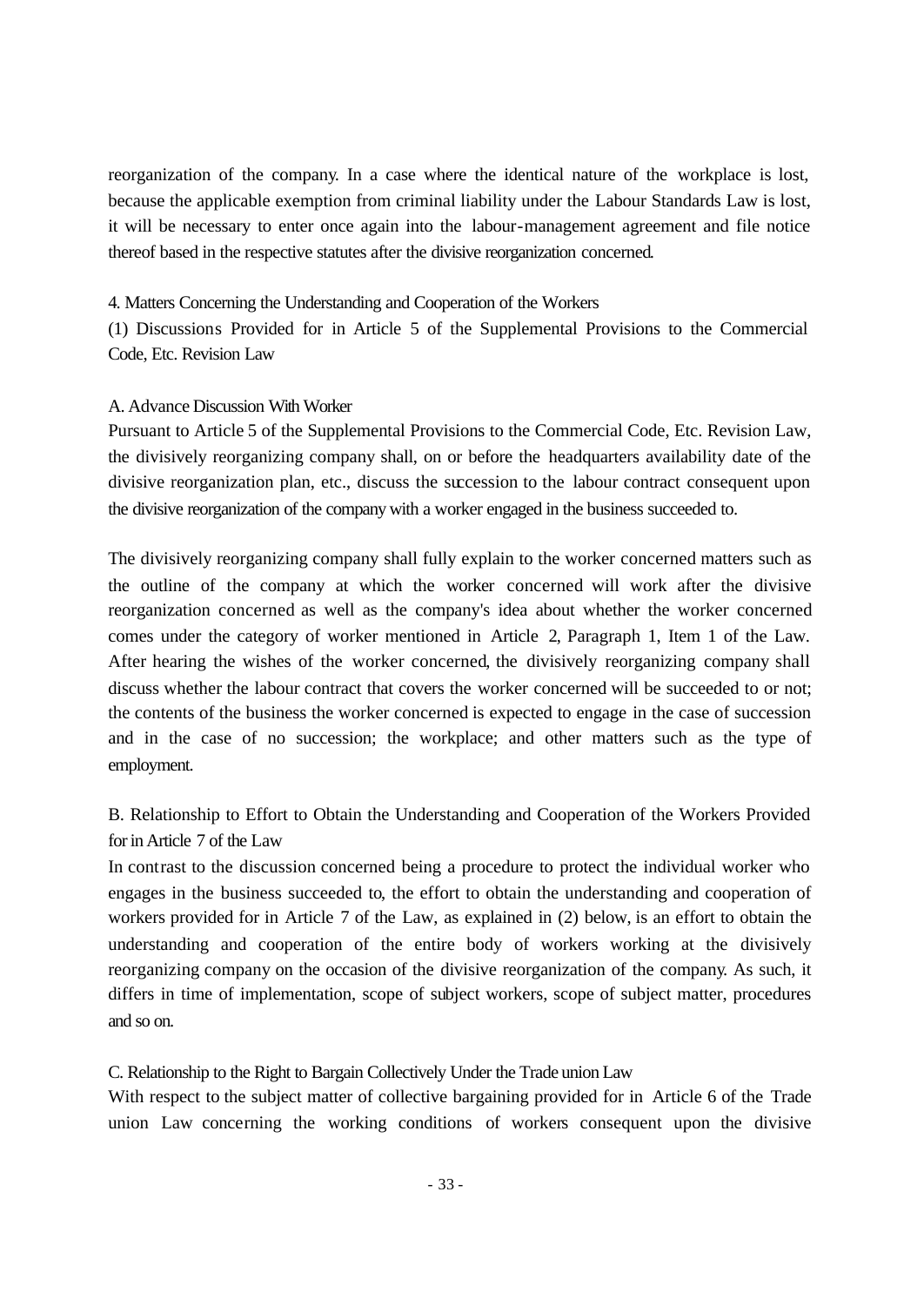reorganization of the company. In a case where the identical nature of the workplace is lost, because the applicable exemption from criminal liability under the Labour Standards Law is lost, it will be necessary to enter once again into the labour-management agreement and file notice thereof based in the respective statutes after the divisive reorganization concerned.

### 4. Matters Concerning the Understanding and Cooperation of the Workers

#### (1) Discussions Provided for in Article 5 of the Supplemental Provisions to the Commercial Code, Etc. Revision Law

##### A. Advance Discussion With Worker

Pursuant to Article 5 of the Supplemental Provisions to the Commercial Code, Etc. Revision Law, the divisively reorganizing company shall, on or before the headquarters availability date of the divisive reorganization plan, etc., discuss the succession to the labour contract consequent upon the divisive reorganization of the company with a worker engaged in the business succeeded to.

The divisively reorganizing company shall fully explain to the worker concerned matters such as the outline of the company at which the worker concerned will work after the divisive reorganization concerned as well as the company's idea about whether the worker concerned comes under the category of worker mentioned in Article 2, Paragraph 1, Item 1 of the Law. After hearing the wishes of the worker concerned, the divisively reorganizing company shall discuss whether the labour contract that covers the worker concerned will be succeeded to or not; the contents of the business the worker concerned is expected to engage in the case of succession and in the case of no succession; the workplace; and other matters such as the type of employment.

##### B. Relationship to Effort to Obtain the Understanding and Cooperation of the Workers Provided for in Article 7 of the Law

In contrast to the discussion concerned being a procedure to protect the individual worker who engages in the business succeeded to, the effort to obtain the understanding and cooperation of workers provided for in Article 7 of the Law, as explained in (2) below, is an effort to obtain the understanding and cooperation of the entire body of workers working at the divisively reorganizing company on the occasion of the divisive reorganization of the company. As such, it differs in time of implementation, scope of subject workers, scope of subject matter, procedures and so on.

##### C. Relationship to the Right to Bargain Collectively Under the Trade union Law

With respect to the subject matter of collective bargaining provided for in Article 6 of the Trade union Law concerning the working conditions of workers consequent upon the divisive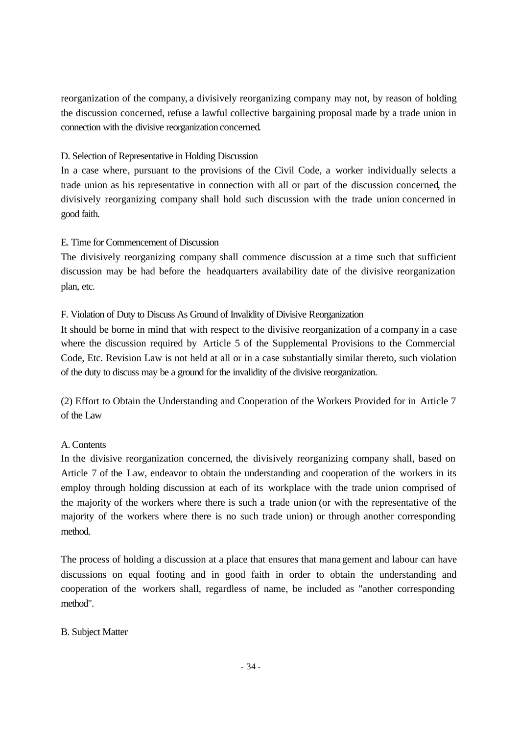reorganization of the company, a divisively reorganizing company may not, by reason of holding the discussion concerned, refuse a lawful collective bargaining proposal made by a trade union in connection with the divisive reorganization concerned.

D. Selection of Representative in Holding Discussion

In a case where, pursuant to the provisions of the Civil Code, a worker individually selects a trade union as his representative in connection with all or part of the discussion concerned, the divisively reorganizing company shall hold such discussion with the trade union concerned in good faith.

E. Time for Commencement of Discussion

The divisively reorganizing company shall commence discussion at a time such that sufficient discussion may be had before the headquarters availability date of the divisive reorganization plan, etc.

F. Violation of Duty to Discuss As Ground of Invalidity of Divisive Reorganization

It should be borne in mind that with respect to the divisive reorganization of a company in a case where the discussion required by Article 5 of the Supplemental Provisions to the Commercial Code, Etc. Revision Law is not held at all or in a case substantially similar thereto, such violation of the duty to discuss may be a ground for the invalidity of the divisive reorganization.

(2) Effort to Obtain the Understanding and Cooperation of the Workers Provided for in Article 7 of the Law

A. Contents

In the divisive reorganization concerned, the divisively reorganizing company shall, based on Article 7 of the Law, endeavor to obtain the understanding and cooperation of the workers in its employ through holding discussion at each of its workplace with the trade union comprised of the majority of the workers where there is such a trade union (or with the representative of the majority of the workers where there is no such trade union) or through another corresponding method.

The process of holding a discussion at a place that ensures that management and labour can have discussions on equal footing and in good faith in order to obtain the understanding and cooperation of the workers shall, regardless of name, be included as "another corresponding method".

B. Subject Matter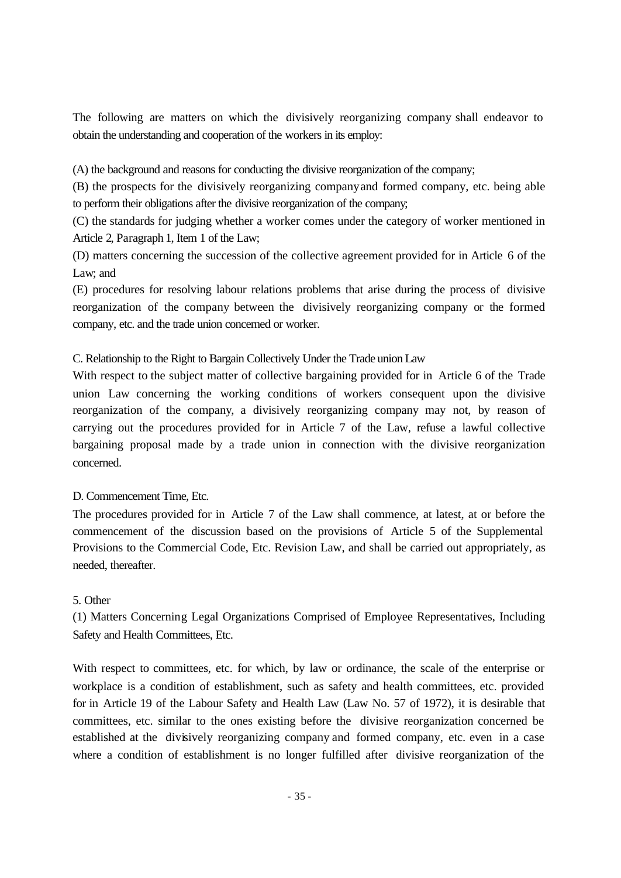The following are matters on which the divisively reorganizing company shall endeavor to obtain the understanding and cooperation of the workers in its employ:

(A) the background and reasons for conducting the divisive reorganization of the company;

(B) the prospects for the divisively reorganizing company and formed company, etc. being able to perform their obligations after the divisive reorganization of the company;

(C) the standards for judging whether a worker comes under the category of worker mentioned in Article 2, Paragraph 1, Item 1 of the Law;

(D) matters concerning the succession of the collective agreement provided for in Article 6 of the Law; and

(E) procedures for resolving labour relations problems that arise during the process of divisive reorganization of the company between the divisively reorganizing company or the formed company, etc. and the trade union concerned or worker.

C. Relationship to the Right to Bargain Collectively Under the Trade union Law

With respect to the subject matter of collective bargaining provided for in Article 6 of the Trade union Law concerning the working conditions of workers consequent upon the divisive reorganization of the company, a divisively reorganizing company may not, by reason of carrying out the procedures provided for in Article 7 of the Law, refuse a lawful collective bargaining proposal made by a trade union in connection with the divisive reorganization concerned.

D. Commencement Time, Etc.

The procedures provided for in Article 7 of the Law shall commence, at latest, at or before the commencement of the discussion based on the provisions of Article 5 of the Supplemental Provisions to the Commercial Code, Etc. Revision Law, and shall be carried out appropriately, as needed, thereafter.

5. Other

(1) Matters Concerning Legal Organizations Comprised of Employee Representatives, Including Safety and Health Committees, Etc.

With respect to committees, etc. for which, by law or ordinance, the scale of the enterprise or workplace is a condition of establishment, such as safety and health committees, etc. provided for in Article 19 of the Labour Safety and Health Law (Law No. 57 of 1972), it is desirable that committees, etc. similar to the ones existing before the divisive reorganization concerned be established at the divisively reorganizing company and formed company, etc. even in a case where a condition of establishment is no longer fulfilled after divisive reorganization of the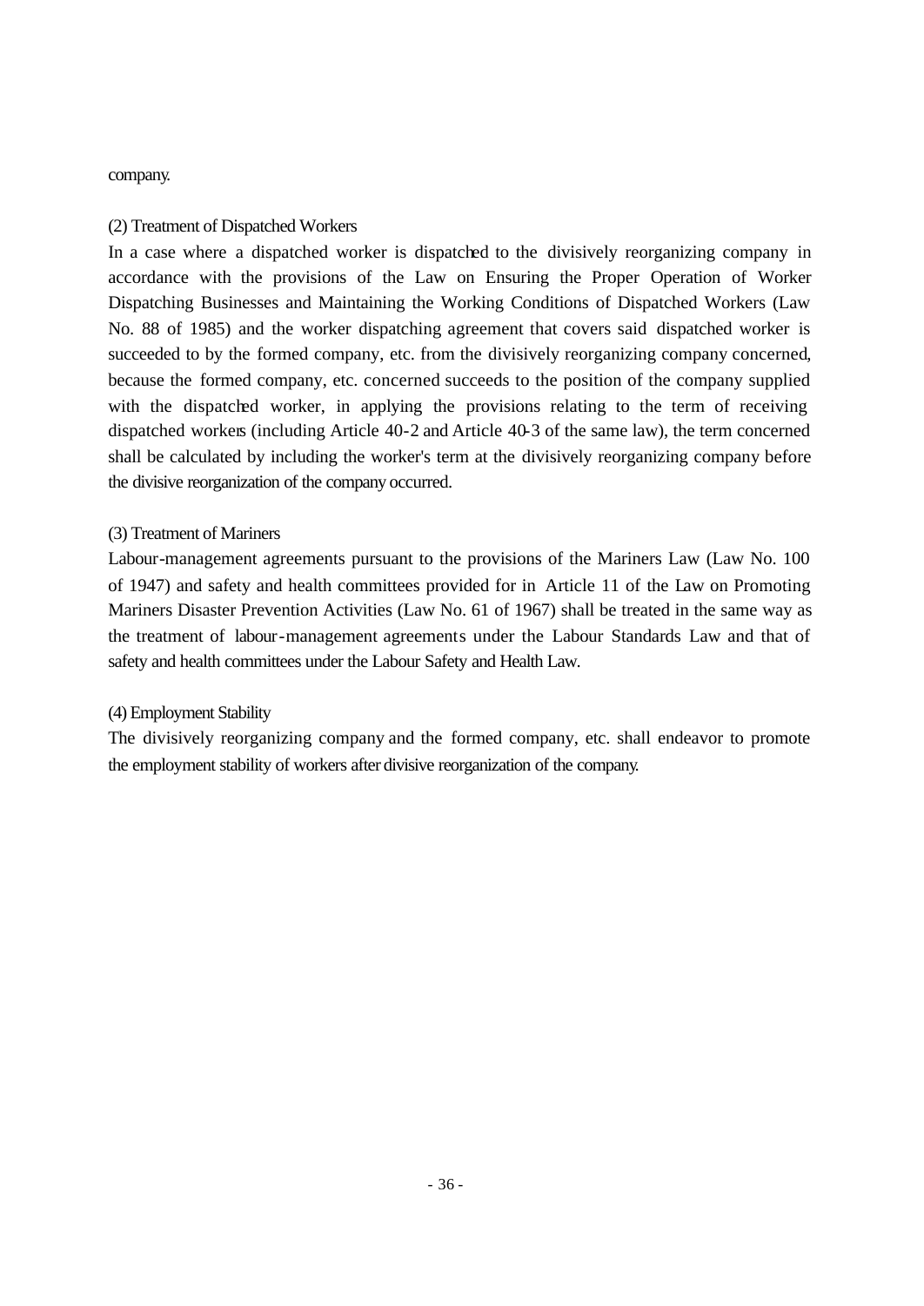company.

(2) Treatment of Dispatched Workers

In a case where a dispatched worker is dispatched to the divisively reorganizing company in accordance with the provisions of the Law on Ensuring the Proper Operation of Worker Dispatching Businesses and Maintaining the Working Conditions of Dispatched Workers (Law No. 88 of 1985) and the worker dispatching agreement that covers said dispatched worker is succeeded to by the formed company, etc. from the divisively reorganizing company concerned, because the formed company, etc. concerned succeeds to the position of the company supplied with the dispatched worker, in applying the provisions relating to the term of receiving dispatched workers (including Article 40-2 and Article 40-3 of the same law), the term concerned shall be calculated by including the worker's term at the divisively reorganizing company before the divisive reorganization of the company occurred.

(3) Treatment of Mariners

Labour-management agreements pursuant to the provisions of the Mariners Law (Law No. 100 of 1947) and safety and health committees provided for in Article 11 of the Law on Promoting Mariners Disaster Prevention Activities (Law No. 61 of 1967) shall be treated in the same way as the treatment of labour-management agreements under the Labour Standards Law and that of safety and health committees under the Labour Safety and Health Law.

(4) Employment Stability

The divisively reorganizing company and the formed company, etc. shall endeavor to promote the employment stability of workers after divisive reorganization of the company.